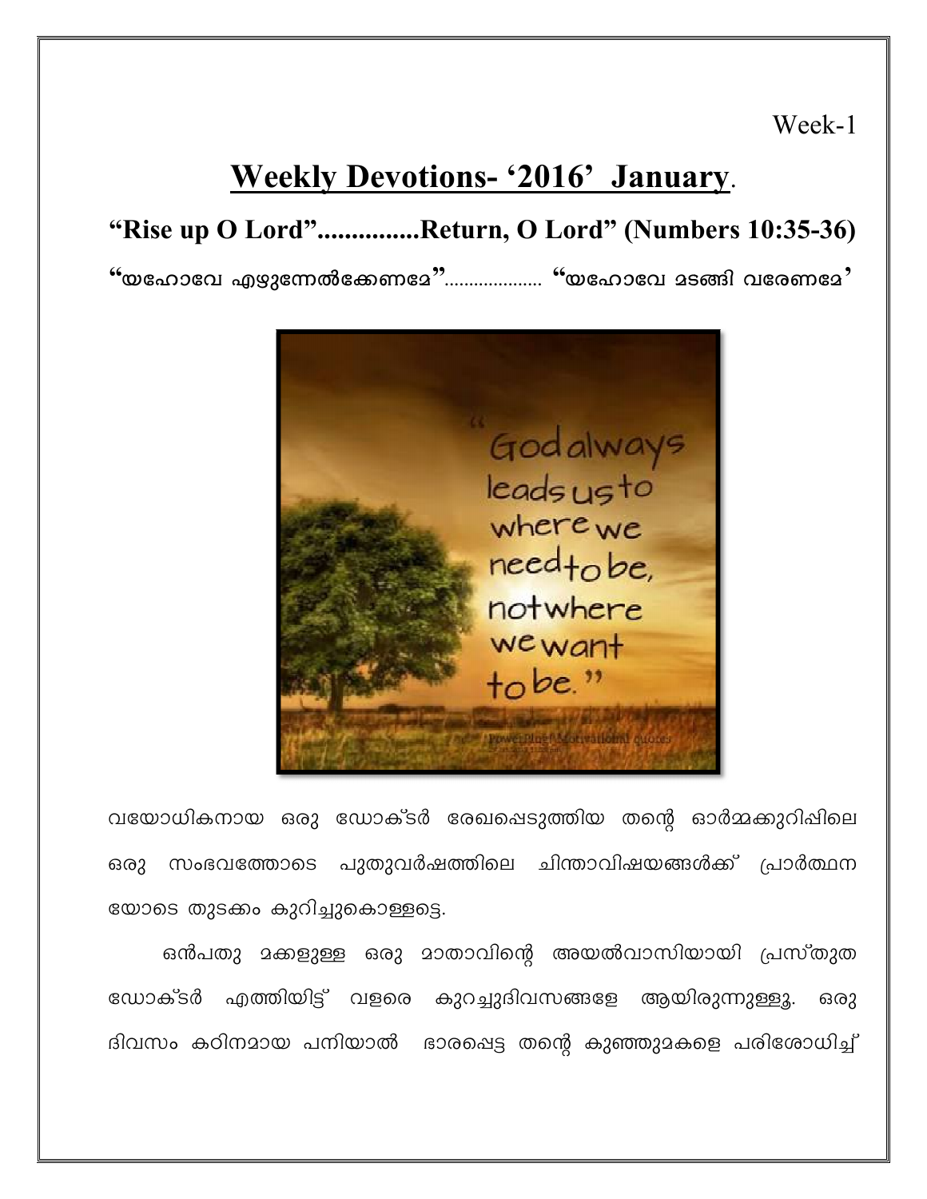Week-1

# Weekly Devotions- '2016' January.

## "Rise up O Lord"...............Return, O Lord" (Numbers 10:35-36)

**"യഹോവേ എഴുന്നേൽക്കേണമേ"................... "യഹോവേ മടങ്ങി വരേണമേ'**

വയോധികനായ ഒരു ഡോക്ടർ രേഖപ്പെടുത്തിയ തന്റെ ഓർമ്മക്കുറിപ്പിലെ ഒരു സംഭവത്തോടെ പുതുവർഷത്തിലെ ചിന്താവിഷയങ്ങൾക്ക് പ്രാർത്ഥനയോടെ തുടക്കം കുറിച്ചുകൊള്ളട്ടെ.

ഒൻപതു മക്കളുള്ള ഒരു മാതാവിന്റെ അയൽവാസിയായി പ്രസ്തുത ഡോക്ടർ എത്തിയിട്ട് വളരെ കുറച്ചുദിവസങ്ങളേ ആയിരുന്നുള്ളൂ. ഒരു ദിവസം കഠിനമായ പനിയാൽ ഭാരപ്പെട്ട തന്റെ കുഞ്ഞുമകളെ പരിശോധിച്ച്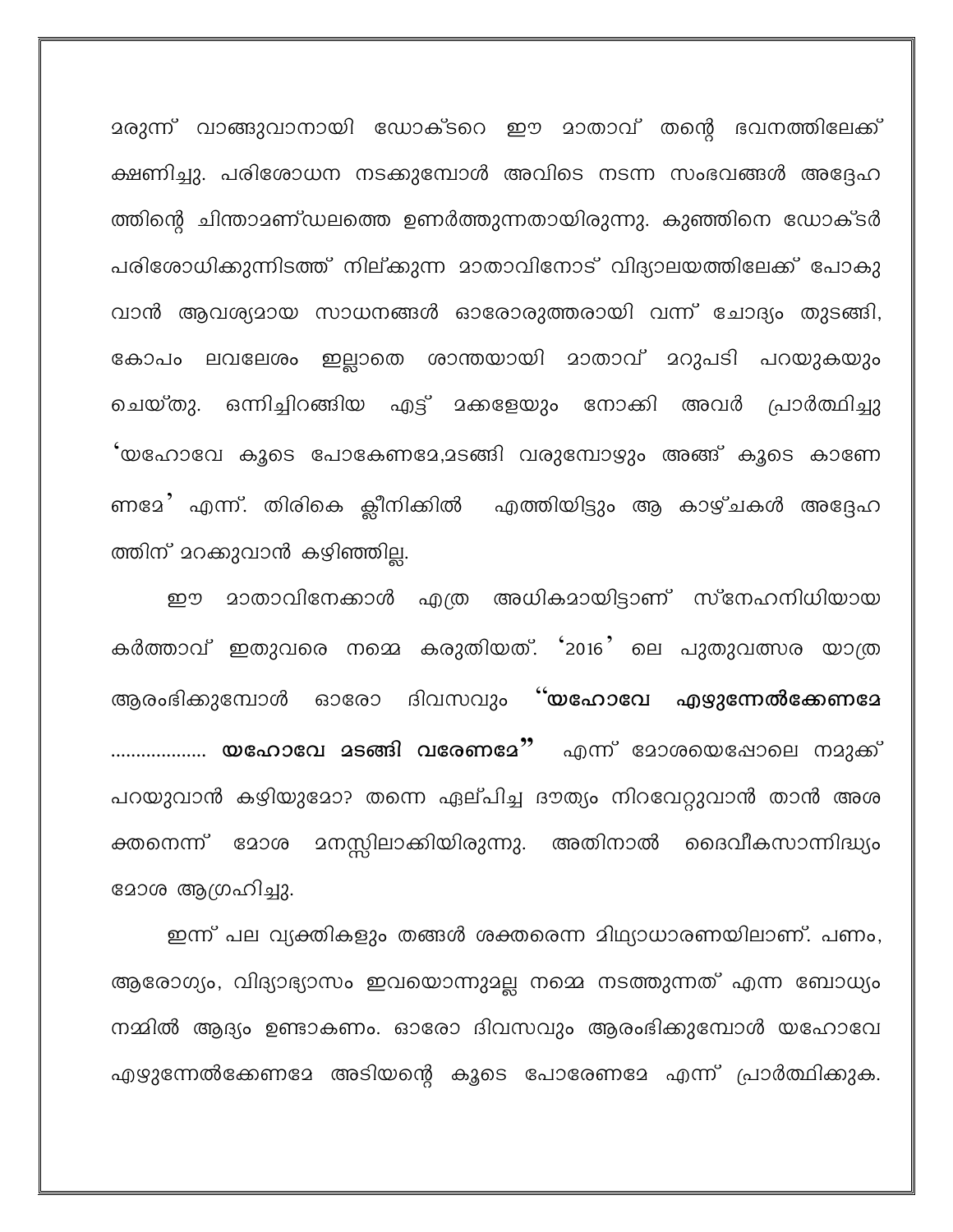മരുന്ന് വാങ്ങുവാനായി ഡോക്ടറെ ഈ മാതാവ് തന്റെ ഭവനത്തിലേക്ക് ക്ഷണിച്ചു. പരിശോധന നടക്കുമ്പോൾ അവിടെ നടന്ന സംഭവങ്ങൾ അദ്ദേഹത്തിന്റെ ചിന്താമണ്ഡലത്തെ ഉണർത്തുന്നതായിരുന്നു. കുഞ്ഞിനെ ഡോക്ടർ പരിശോധിക്കുന്നിടത്ത് നില്ക്കുന്ന മാതാവിനോട് വിദ്യാലയത്തിലേക്ക് പോകുവാൻ ആവശ്യമായ സാധനങ്ങൾ ഓരോരുത്തരായി വന്ന് ചോദ്യം തുടങ്ങി, കോപം ലവലേശം ഇല്ലാതെ ശാന്തയായി മാതാവ് മറുപടി പറയുകയും ചെയ്തു. ഒന്നിച്ചിറങ്ങിയ എട്ട് മക്കളേയും നോക്കി അവർ പ്രാർത്ഥിച്ചു 'യഹോവേ കൂടെ പോകേണമേ,മടങ്ങി വരുമ്പോഴും അങ്ങ് കൂടെ കാണേണമേ' എന്ന്. തിരികെ ക്ലീനിക്കിൽ എത്തിയിട്ടും ആ കാഴ്ചകൾ അദ്ദേഹത്തിന് മറക്കുവാൻ കഴിഞ്ഞില്ല.

ഈ മാതാവിനേക്കാൾ എത്ര അധികമായിട്ടാണ് സ്നേഹനിധിയായ കർത്താവ് ഇതുവരെ നമ്മെ കരുതിയത്. '2016' ലെ പുതുവത്സര യാത്ര ആരംഭിക്കുമ്പോൾ ഓരോ ദിവസവും **"യഹോവേ എഴുന്നേൽക്കേണമേ .................. യഹോവേ മടങ്ങി വരേണമേ"** എന്ന് മോശയെപ്പോലെ നമുക്ക് പറയുവാൻ കഴിയുമോ? തന്നെ ഏല്പിച്ച ദൗത്യം നിറവേറ്റുവാൻ താൻ അശക്തനെന്ന് മോശ മനസ്സിലാക്കിയിരുന്നു. അതിനാൽ ദൈവീകസാന്നിദ്ധ്യം മോശ ആഗ്രഹിച്ചു.

ഇന്ന് പല വ്യക്തികളും തങ്ങൾ ശക്തരെന്ന മിഥ്യാധാരണയിലാണ്. പണം, ആരോഗ്യം, വിദ്യാഭ്യാസം ഇവയൊന്നുമല്ല നമ്മെ നടത്തുന്നത് എന്ന ബോധ്യം നമ്മിൽ ആദ്യം ഉണ്ടാകണം. ഓരോ ദിവസവും ആരംഭിക്കുമ്പോൾ യഹോവേ എഴുന്നേൽക്കേണമേ അടിയന്റെ കൂടെ പോരേണമേ എന്ന് പ്രാർത്ഥിക്കുക.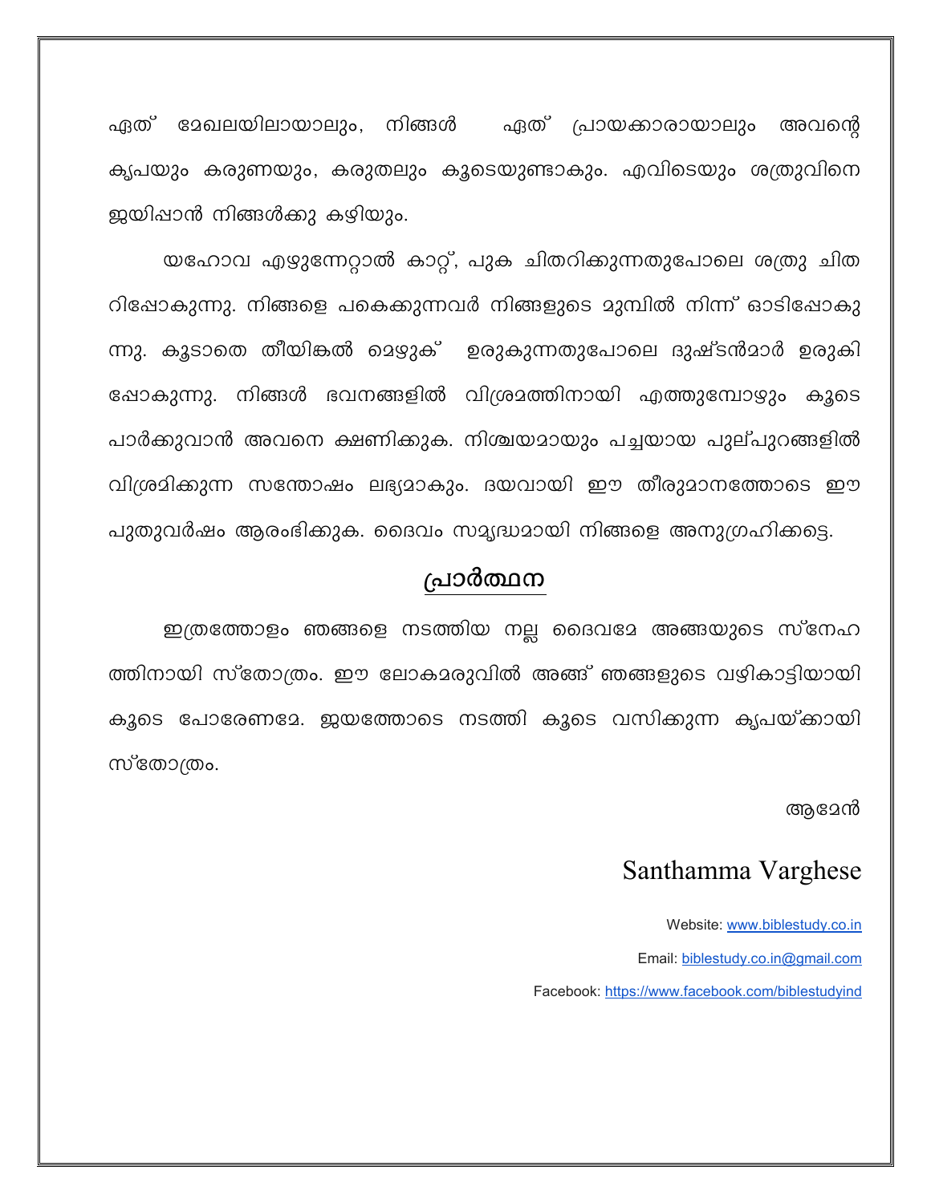ഏത് മേഖലയിലായാലും, നിങ്ങൾ ഏത് പ്രായക്കാരായാലും അവന്റെ കൃപയും കരുണയും, കരുതലും കൂടെയുണ്ടാകും. എവിടെയും ശത്രുവിനെ ജയിപ്പാൻ നിങ്ങൾക്കു കഴിയും.

യഹോവ എഴുന്നേറ്റാൽ കാറ്റ്, പുക ചിതറിക്കുന്നതുപോലെ ശത്രു ചിതറിപ്പോകുന്നു. നിങ്ങളെ പകെക്കുന്നവർ നിങ്ങളുടെ മുമ്പിൽ നിന്ന് ഓടിപ്പോകുന്നു. കൂടാതെ തീയിങ്കൽ മെഴുക് ഉരുകുന്നതുപോലെ ദുഷ്ടൻമാർ ഉരുകിപ്പോകുന്നു. നിങ്ങൾ ഭവനങ്ങളിൽ വിശ്രമത്തിനായി എത്തുമ്പോഴും കൂടെ പാർക്കുവാൻ അവനെ ക്ഷണിക്കുക. നിശ്ചയമായും പച്ചയായ പുല്പുറങ്ങളിൽ വിശ്രമിക്കുന്ന സന്തോഷം ലഭ്യമാകും. ദയവായി ഈ തീരുമാനത്തോടെ ഈ പുതുവർഷം ആരംഭിക്കുക. ദൈവം സമൃദ്ധമായി നിങ്ങളെ അനുഗ്രഹിക്കട്ടെ.

## പ്രാർത്ഥന

ഇത്രത്തോളം ഞങ്ങളെ നടത്തിയ നല്ല ദൈവമേ അങ്ങയുടെ സ്നേഹത്തിനായി സ്തോത്രം. ഈ ലോകമരുവിൽ അങ്ങ് ഞങ്ങളുടെ വഴികാട്ടിയായി കൂടെ പോരേണമേ. ജയത്തോടെ നടത്തി കൂടെ വസിക്കുന്ന കൃപയ്ക്കായി സ്തോത്രം.

ആമേൻ

Santhamma Varghese

Website: www.biblestudy.co.in

Email: biblestudy.co.in@gmail.com

Facebook: https://www.facebook.com/biblestudyind